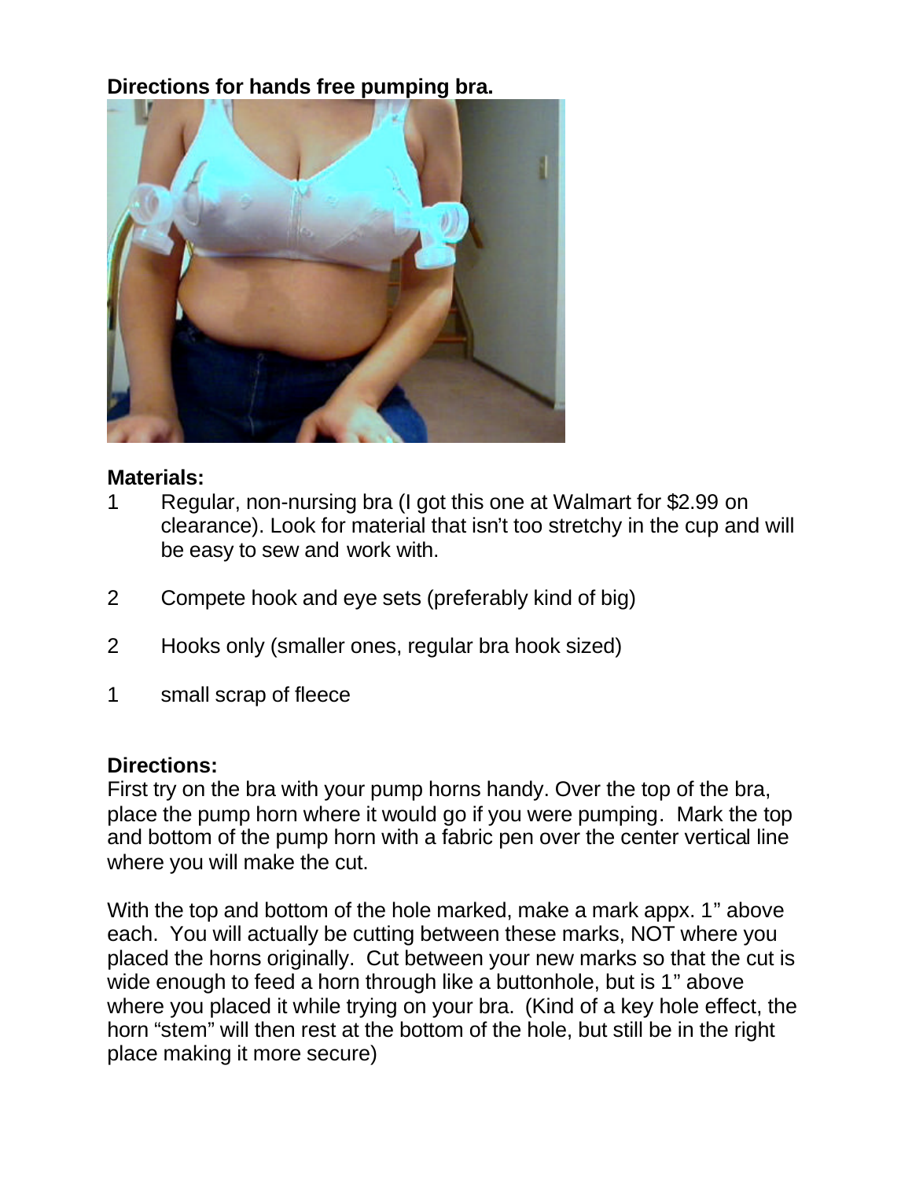**Directions for hands free pumping bra.**

### Materials:

1. Regular, non-nursing bra (I got this one at Walmart for $2.99 on clearance). Look for material that isn't too stretchy in the cup and will be easy to sew and work with.

2. Compete hook and eye sets (preferably kind of big)

2. Hooks only (smaller ones, regular bra hook sized)

1. small scrap of fleece

### Directions:

First try on the bra with your pump horns handy. Over the top of the bra, place the pump horn where it would go if you were pumping. Mark the top and bottom of the pump horn with a fabric pen over the center vertical line where you will make the cut.

With the top and bottom of the hole marked, make a mark appx. 1" above each. You will actually be cutting between these marks, NOT where you placed the horns originally. Cut between your new marks so that the cut is wide enough to feed a horn through like a buttonhole, but is 1" above where you placed it while trying on your bra. (Kind of a key hole effect, the horn "stem" will then rest at the bottom of the hole, but still be in the right place making it more secure)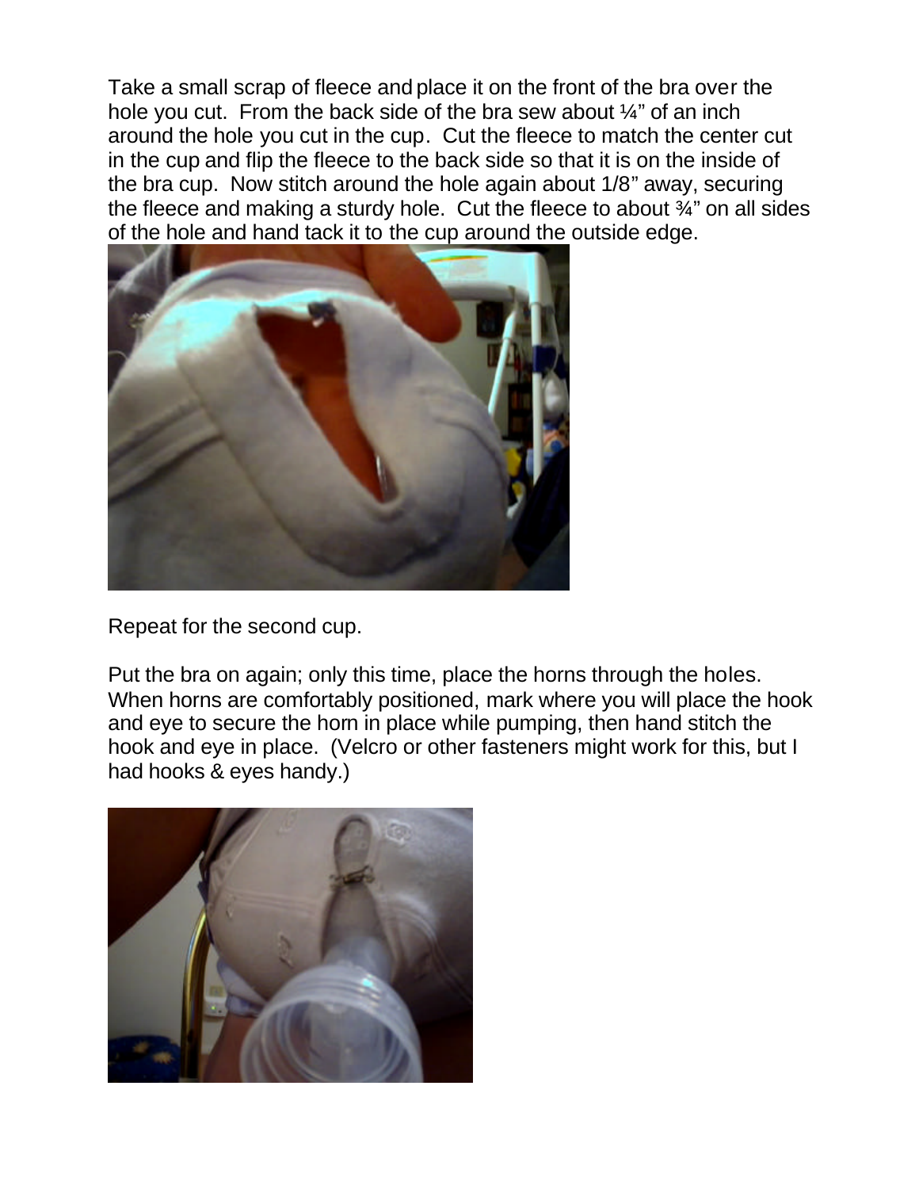Take a small scrap of fleece and place it on the front of the bra over the hole you cut. From the back side of the bra sew about ¼" of an inch around the hole you cut in the cup. Cut the fleece to match the center cut in the cup and flip the fleece to the back side so that it is on the inside of the bra cup. Now stitch around the hole again about 1/8" away, securing the fleece and making a sturdy hole. Cut the fleece to about ¾" on all sides of the hole and hand tack it to the cup around the outside edge.

Repeat for the second cup.

Put the bra on again; only this time, place the horns through the holes. When horns are comfortably positioned, mark where you will place the hook and eye to secure the horn in place while pumping, then hand stitch the hook and eye in place. (Velcro or other fasteners might work for this, but I had hooks & eyes handy.)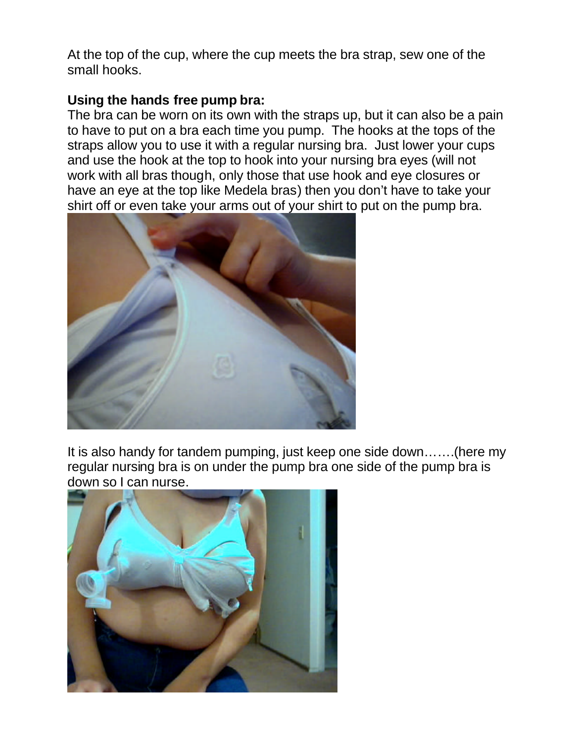At the top of the cup, where the cup meets the bra strap, sew one of the small hooks.

**Using the hands free pump bra:**

The bra can be worn on its own with the straps up, but it can also be a pain to have to put on a bra each time you pump. The hooks at the tops of the straps allow you to use it with a regular nursing bra. Just lower your cups and use the hook at the top to hook into your nursing bra eyes (will not work with all bras though, only those that use hook and eye closures or have an eye at the top like Medela bras) then you don't have to take your shirt off or even take your arms out of your shirt to put on the pump bra.

It is also handy for tandem pumping, just keep one side down…….(here my regular nursing bra is on under the pump bra one side of the pump bra is down so I can nurse.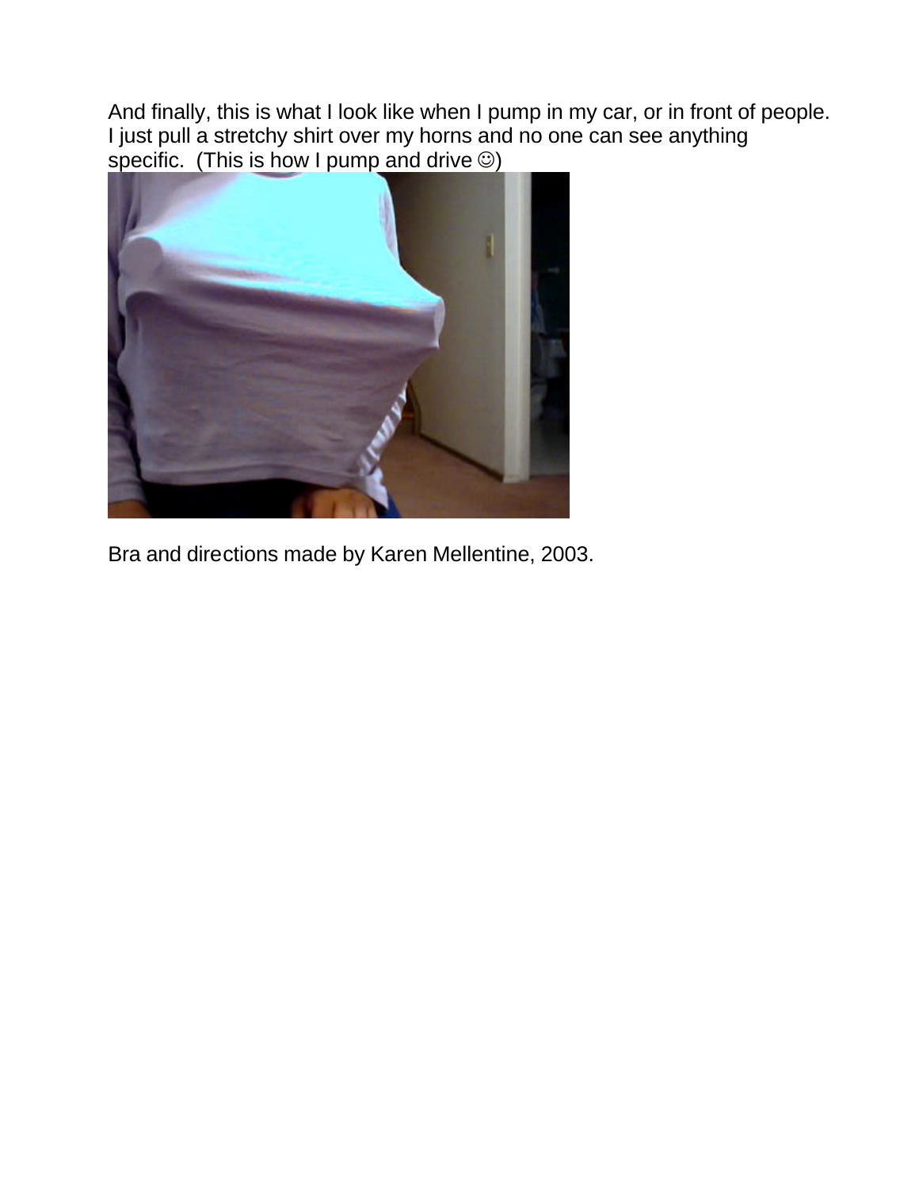And finally, this is what I look like when I pump in my car, or in front of people. I just pull a stretchy shirt over my horns and no one can see anything specific. (This is how I pump and drive ☺)

Bra and directions made by Karen Mellentine, 2003.